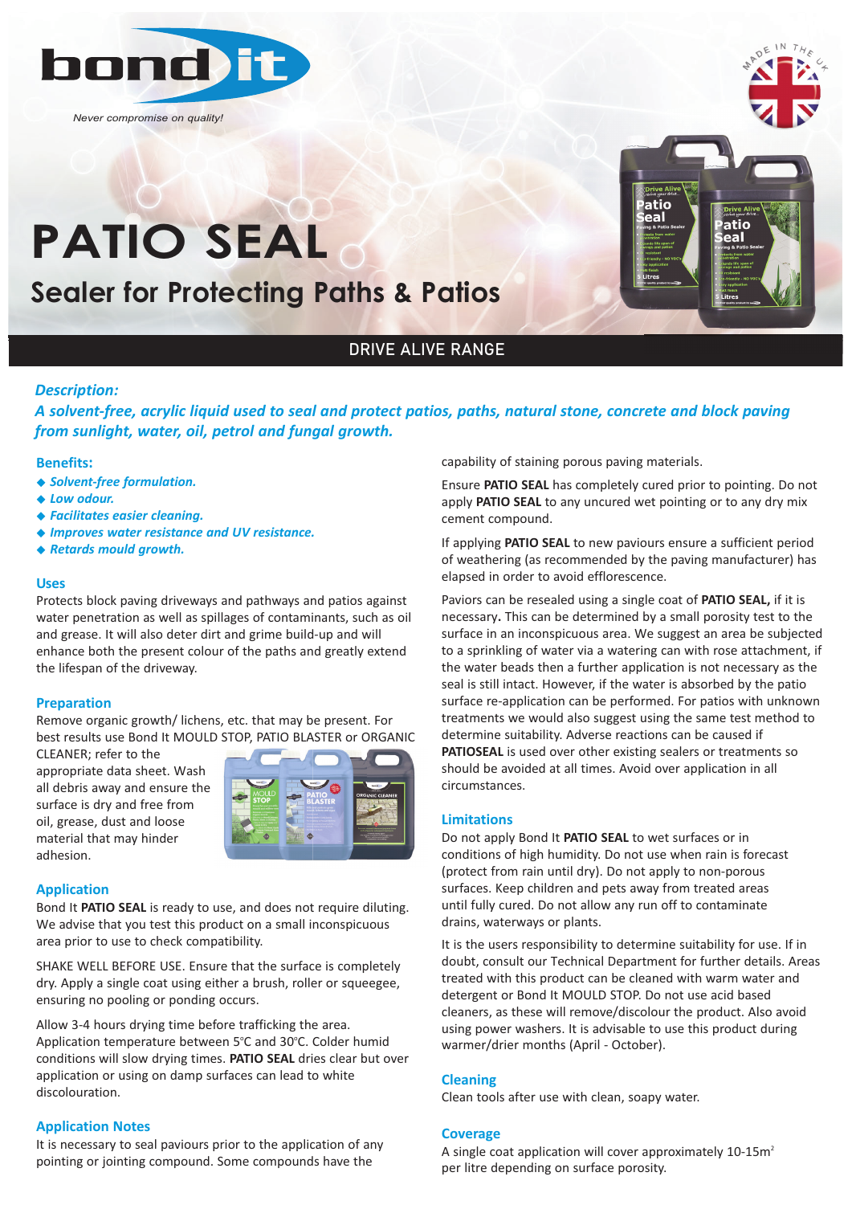bond it

*Never compromise on quality!*

# PATIO SEAL

## Sealer for Protecting Paths & Patios

DRIVE ALIVE RANGE

### *Description:*

***A solvent-free, acrylic liquid used to seal and protect patios, paths, natural stone, concrete and block paving from sunlight, water, oil, petrol and fungal growth.***

### Benefits:

- *Solvent-free formulation.*
- *Low odour.*
- *Facilitates easier cleaning.*
- *Improves water resistance and UV resistance.*
- *Retards mould growth.*

### Uses

Protects block paving driveways and pathways and patios against water penetration as well as spillages of contaminants, such as oil and grease. It will also deter dirt and grime build-up and will enhance both the present colour of the paths and greatly extend the lifespan of the driveway.

### Preparation

Remove organic growth/ lichens, etc. that may be present. For best results use Bond It MOULD STOP, PATIO BLASTER or ORGANIC CLEANER; refer to the appropriate data sheet. Wash all debris away and ensure the surface is dry and free from oil, grease, dust and loose material that may hinder adhesion.

### Application

Bond It **PATIO SEAL** is ready to use, and does not require diluting. We advise that you test this product on a small inconspicuous area prior to use to check compatibility.

SHAKE WELL BEFORE USE. Ensure that the surface is completely dry. Apply a single coat using either a brush, roller or squeegee, ensuring no pooling or ponding occurs.

Allow 3-4 hours drying time before trafficking the area. Application temperature between 5°C and 30°C. Colder humid conditions will slow drying times. **PATIO SEAL** dries clear but over application or using on damp surfaces can lead to white discolouration.

### Application Notes

It is necessary to seal paviours prior to the application of any pointing or jointing compound. Some compounds have the capability of staining porous paving materials.

Ensure **PATIO SEAL** has completely cured prior to pointing. Do not apply **PATIO SEAL** to any uncured wet pointing or to any dry mix cement compound.

If applying **PATIO SEAL** to new paviours ensure a sufficient period of weathering (as recommended by the paving manufacturer) has elapsed in order to avoid efflorescence.

Paviors can be resealed using a single coat of **PATIO SEAL,** if it is necessary**.** This can be determined by a small porosity test to the surface in an inconspicuous area. We suggest an area be subjected to a sprinkling of water via a watering can with rose attachment, if the water beads then a further application is not necessary as the seal is still intact. However, if the water is absorbed by the patio surface re-application can be performed. For patios with unknown treatments we would also suggest using the same test method to determine suitability. Adverse reactions can be caused if **PATIOSEAL** is used over other existing sealers or treatments so should be avoided at all times. Avoid over application in all circumstances.

### Limitations

Do not apply Bond It **PATIO SEAL** to wet surfaces or in conditions of high humidity. Do not use when rain is forecast (protect from rain until dry). Do not apply to non-porous surfaces. Keep children and pets away from treated areas until fully cured. Do not allow any run off to contaminate drains, waterways or plants.

It is the users responsibility to determine suitability for use. If in doubt, consult our Technical Department for further details. Areas treated with this product can be cleaned with warm water and detergent or Bond It MOULD STOP. Do not use acid based cleaners, as these will remove/discolour the product. Also avoid using power washers. It is advisable to use this product during warmer/drier months (April - October).

### Cleaning

Clean tools after use with clean, soapy water.

### Coverage

A single coat application will cover approximately 10-15m² per litre depending on surface porosity.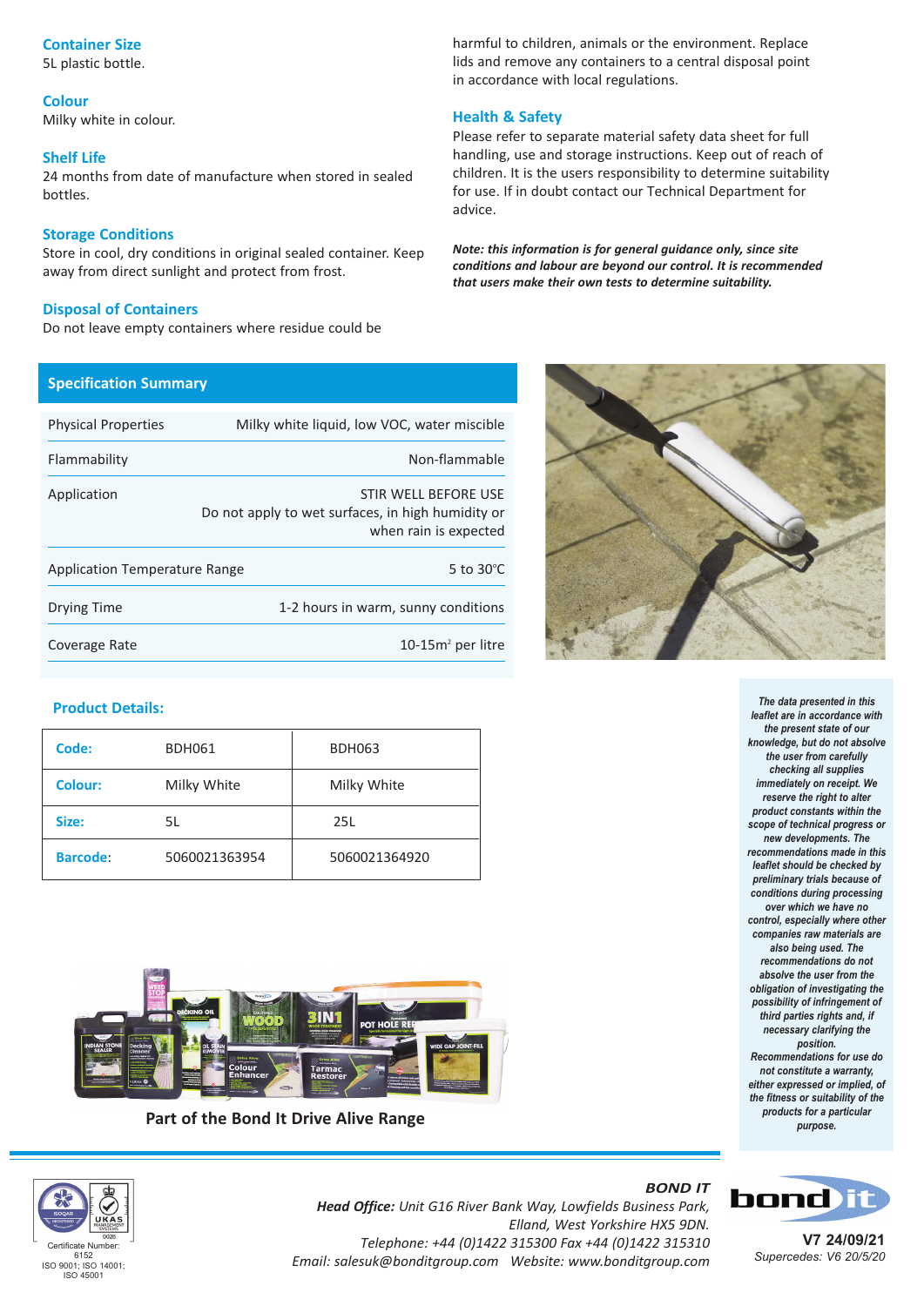## Container Size

5L plastic bottle.

## Colour

Milky white in colour.

## Shelf Life

24 months from date of manufacture when stored in sealed bottles.

## Storage Conditions

Store in cool, dry conditions in original sealed container. Keep away from direct sunlight and protect from frost.

## Disposal of Containers

Do not leave empty containers where residue could be harmful to children, animals or the environment. Replace lids and remove any containers to a central disposal point in accordance with local regulations.

## Health & Safety

Please refer to separate material safety data sheet for full handling, use and storage instructions. Keep out of reach of children. It is the users responsibility to determine suitability for use. If in doubt contact our Technical Department for advice.

***Note: this information is for general guidance only, since site conditions and labour are beyond our control. It is recommended that users make their own tests to determine suitability.***

## Specification Summary

| | |
|---|---|
| Physical Properties | Milky white liquid, low VOC, water miscible |
| Flammability | Non-flammable |
| Application | STIR WELL BEFORE USE<br>Do not apply to wet surfaces, in high humidity or when rain is expected |
| Application Temperature Range | 5 to 30°C |
| Drying Time | 1-2 hours in warm, sunny conditions |
| Coverage Rate | 10-15m² per litre |

## Product Details:

| | | |
|---|---|---|
| **Code:** | BDH061 | BDH063 |
| **Colour:** | Milky White | Milky White |
| **Size:** | 5L | 25L |
| **Barcode:** | 5060021363954 | 5060021364920 |

Part of the Bond It Drive Alive Range

*The data presented in this leaflet are in accordance with the present state of our knowledge, but do not absolve the user from carefully checking all supplies immediately on receipt. We reserve the right to alter product constants within the scope of technical progress or new developments. The recommendations made in this leaflet should be checked by preliminary trials because of conditions during processing over which we have no control, especially where other companies raw materials are also being used. The recommendations do not absolve the user from the obligation of investigating the possibility of infringement of third parties rights and, if necessary clarifying the position. Recommendations for use do not constitute a warranty, either expressed or implied, of the fitness or suitability of the products for a particular purpose.*

Certificate Number: 6152
ISO 9001; ISO 14001; ISO 45001

***BOND IT***
***Head Office:*** *Unit G16 River Bank Way, Lowfields Business Park, Elland, West Yorkshire HX5 9DN.*
*Telephone: +44 (0)1422 315300 Fax +44 (0)1422 315310*
*Email: salesuk@bonditgroup.com Website: www.bonditgroup.com*

**V7 24/09/21**
*Supercedes: V6 20/5/20*